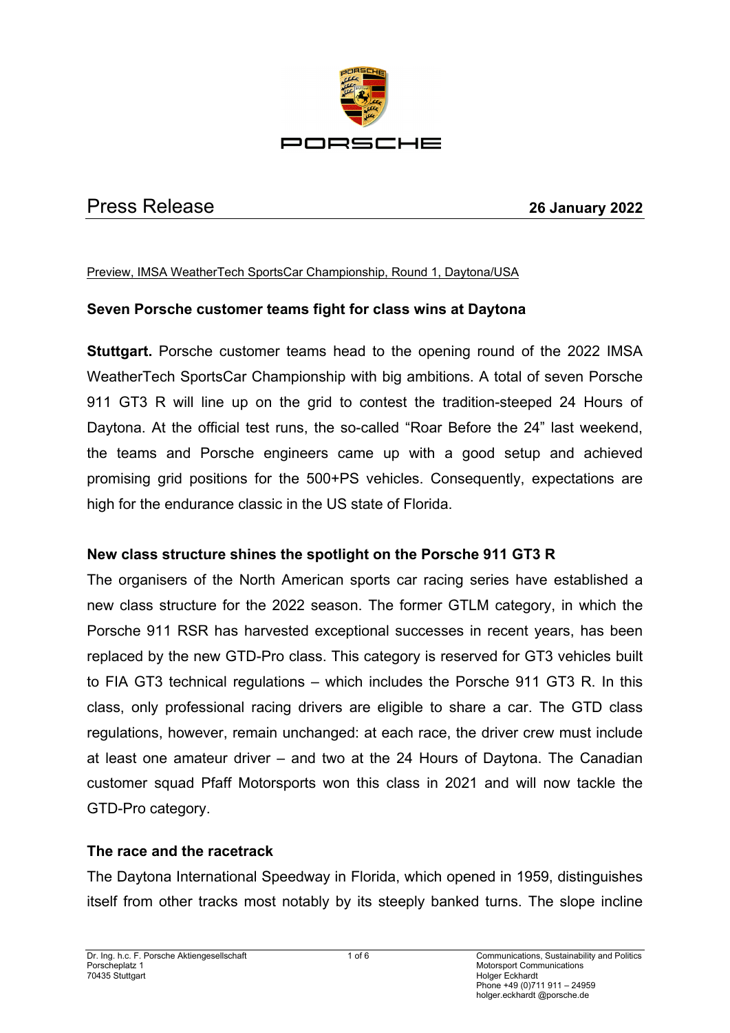PORSCHE

# Press Release

**26 January 2022**

Preview, IMSA WeatherTech SportsCar Championship, Round 1, Daytona/USA

## Seven Porsche customer teams fight for class wins at Daytona

**Stuttgart.** Porsche customer teams head to the opening round of the 2022 IMSA WeatherTech SportsCar Championship with big ambitions. A total of seven Porsche 911 GT3 R will line up on the grid to contest the tradition-steeped 24 Hours of Daytona. At the official test runs, the so-called "Roar Before the 24" last weekend, the teams and Porsche engineers came up with a good setup and achieved promising grid positions for the 500+PS vehicles. Consequently, expectations are high for the endurance classic in the US state of Florida.

### New class structure shines the spotlight on the Porsche 911 GT3 R

The organisers of the North American sports car racing series have established a new class structure for the 2022 season. The former GTLM category, in which the Porsche 911 RSR has harvested exceptional successes in recent years, has been replaced by the new GTD-Pro class. This category is reserved for GT3 vehicles built to FIA GT3 technical regulations – which includes the Porsche 911 GT3 R. In this class, only professional racing drivers are eligible to share a car. The GTD class regulations, however, remain unchanged: at each race, the driver crew must include at least one amateur driver – and two at the 24 Hours of Daytona. The Canadian customer squad Pfaff Motorsports won this class in 2021 and will now tackle the GTD-Pro category.

### The race and the racetrack

The Daytona International Speedway in Florida, which opened in 1959, distinguishes itself from other tracks most notably by its steeply banked turns. The slope incline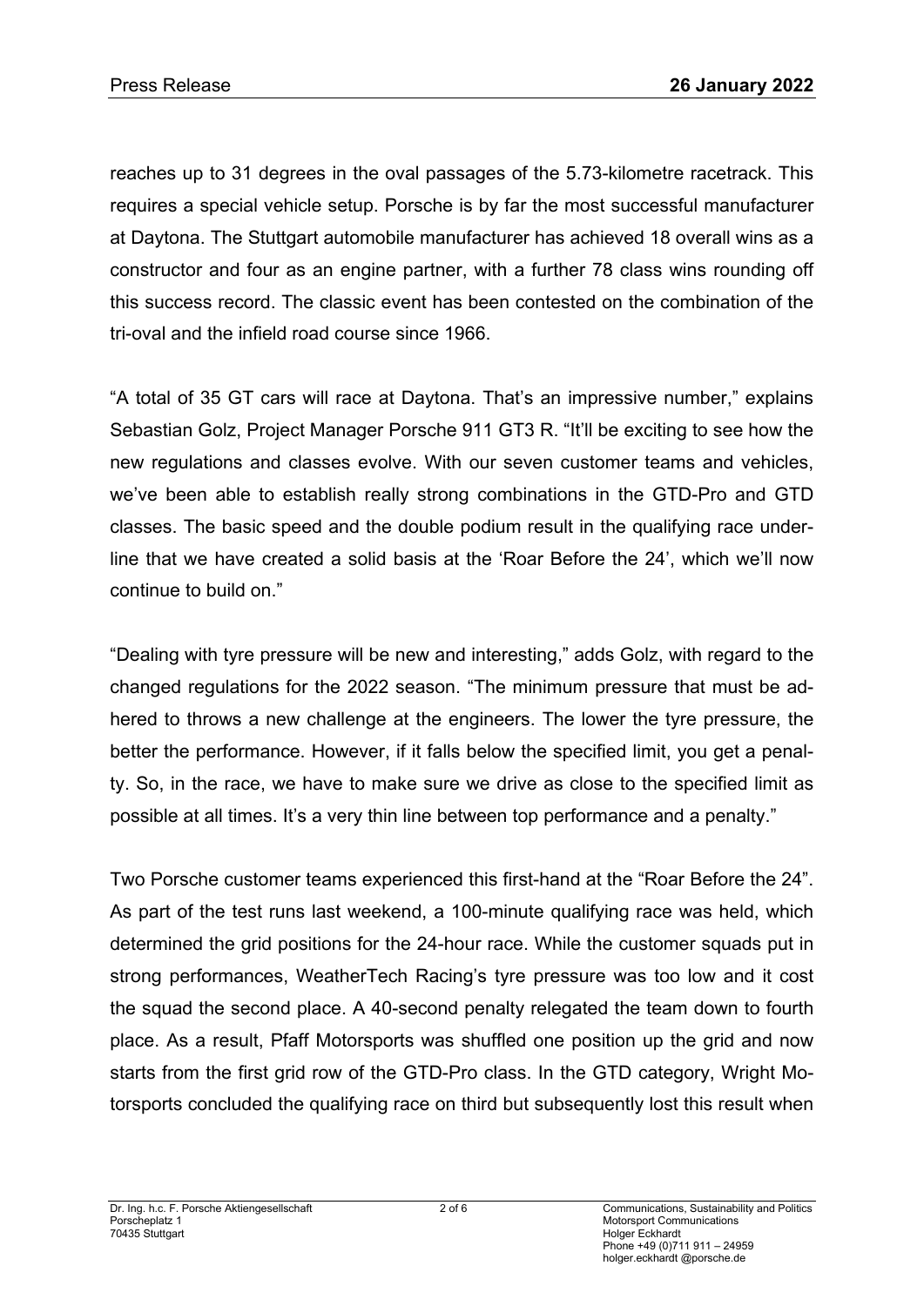reaches up to 31 degrees in the oval passages of the 5.73-kilometre racetrack. This requires a special vehicle setup. Porsche is by far the most successful manufacturer at Daytona. The Stuttgart automobile manufacturer has achieved 18 overall wins as a constructor and four as an engine partner, with a further 78 class wins rounding off this success record. The classic event has been contested on the combination of the tri-oval and the infield road course since 1966.

"A total of 35 GT cars will race at Daytona. That's an impressive number," explains Sebastian Golz, Project Manager Porsche 911 GT3 R. "It'll be exciting to see how the new regulations and classes evolve. With our seven customer teams and vehicles, we've been able to establish really strong combinations in the GTD-Pro and GTD classes. The basic speed and the double podium result in the qualifying race underline that we have created a solid basis at the 'Roar Before the 24', which we'll now continue to build on."

"Dealing with tyre pressure will be new and interesting," adds Golz, with regard to the changed regulations for the 2022 season. "The minimum pressure that must be adhered to throws a new challenge at the engineers. The lower the tyre pressure, the better the performance. However, if it falls below the specified limit, you get a penalty. So, in the race, we have to make sure we drive as close to the specified limit as possible at all times. It's a very thin line between top performance and a penalty."

Two Porsche customer teams experienced this first-hand at the "Roar Before the 24". As part of the test runs last weekend, a 100-minute qualifying race was held, which determined the grid positions for the 24-hour race. While the customer squads put in strong performances, WeatherTech Racing's tyre pressure was too low and it cost the squad the second place. A 40-second penalty relegated the team down to fourth place. As a result, Pfaff Motorsports was shuffled one position up the grid and now starts from the first grid row of the GTD-Pro class. In the GTD category, Wright Motorsports concluded the qualifying race on third but subsequently lost this result when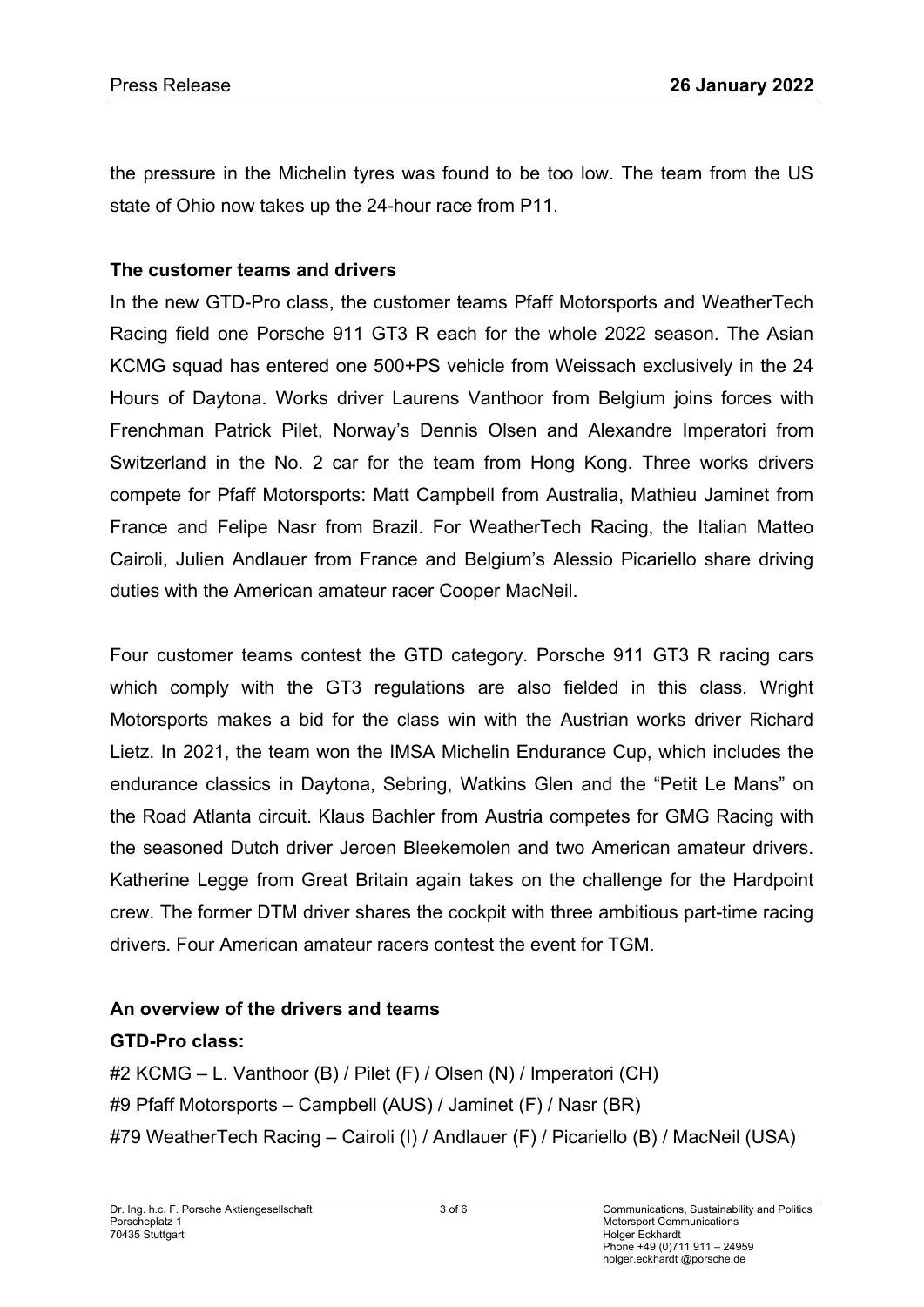the pressure in the Michelin tyres was found to be too low. The team from the US state of Ohio now takes up the 24-hour race from P11.

**The customer teams and drivers**

In the new GTD-Pro class, the customer teams Pfaff Motorsports and WeatherTech Racing field one Porsche 911 GT3 R each for the whole 2022 season. The Asian KCMG squad has entered one 500+PS vehicle from Weissach exclusively in the 24 Hours of Daytona. Works driver Laurens Vanthoor from Belgium joins forces with Frenchman Patrick Pilet, Norway's Dennis Olsen and Alexandre Imperatori from Switzerland in the No. 2 car for the team from Hong Kong. Three works drivers compete for Pfaff Motorsports: Matt Campbell from Australia, Mathieu Jaminet from France and Felipe Nasr from Brazil. For WeatherTech Racing, the Italian Matteo Cairoli, Julien Andlauer from France and Belgium's Alessio Picariello share driving duties with the American amateur racer Cooper MacNeil.

Four customer teams contest the GTD category. Porsche 911 GT3 R racing cars which comply with the GT3 regulations are also fielded in this class. Wright Motorsports makes a bid for the class win with the Austrian works driver Richard Lietz. In 2021, the team won the IMSA Michelin Endurance Cup, which includes the endurance classics in Daytona, Sebring, Watkins Glen and the "Petit Le Mans" on the Road Atlanta circuit. Klaus Bachler from Austria competes for GMG Racing with the seasoned Dutch driver Jeroen Bleekemolen and two American amateur drivers. Katherine Legge from Great Britain again takes on the challenge for the Hardpoint crew. The former DTM driver shares the cockpit with three ambitious part-time racing drivers. Four American amateur racers contest the event for TGM.

**An overview of the drivers and teams**

**GTD-Pro class:**

#2 KCMG – L. Vanthoor (B) / Pilet (F) / Olsen (N) / Imperatori (CH)
#9 Pfaff Motorsports – Campbell (AUS) / Jaminet (F) / Nasr (BR)
#79 WeatherTech Racing – Cairoli (I) / Andlauer (F) / Picariello (B) / MacNeil (USA)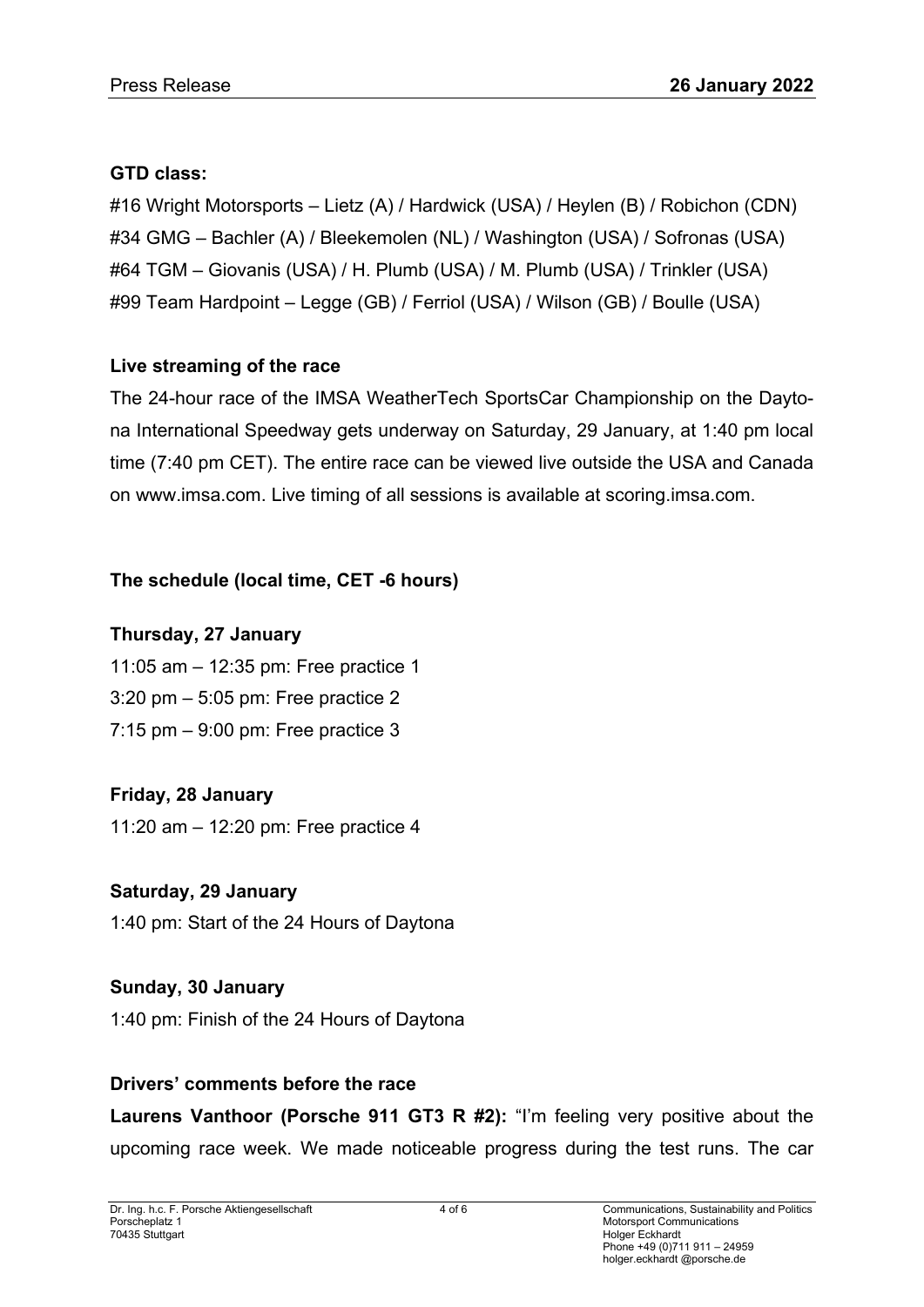**GTD class:**

#16 Wright Motorsports – Lietz (A) / Hardwick (USA) / Heylen (B) / Robichon (CDN)
#34 GMG – Bachler (A) / Bleekemolen (NL) / Washington (USA) / Sofronas (USA)
#64 TGM – Giovanis (USA) / H. Plumb (USA) / M. Plumb (USA) / Trinkler (USA)
#99 Team Hardpoint – Legge (GB) / Ferriol (USA) / Wilson (GB) / Boulle (USA)

**Live streaming of the race**

The 24-hour race of the IMSA WeatherTech SportsCar Championship on the Daytona International Speedway gets underway on Saturday, 29 January, at 1:40 pm local time (7:40 pm CET). The entire race can be viewed live outside the USA and Canada on www.imsa.com. Live timing of all sessions is available at scoring.imsa.com.

**The schedule (local time, CET -6 hours)**

**Thursday, 27 January**
11:05 am – 12:35 pm: Free practice 1
3:20 pm – 5:05 pm: Free practice 2
7:15 pm – 9:00 pm: Free practice 3

**Friday, 28 January**
11:20 am – 12:20 pm: Free practice 4

**Saturday, 29 January**
1:40 pm: Start of the 24 Hours of Daytona

**Sunday, 30 January**
1:40 pm: Finish of the 24 Hours of Daytona

**Drivers' comments before the race**

**Laurens Vanthoor (Porsche 911 GT3 R #2):** "I'm feeling very positive about the upcoming race week. We made noticeable progress during the test runs. The car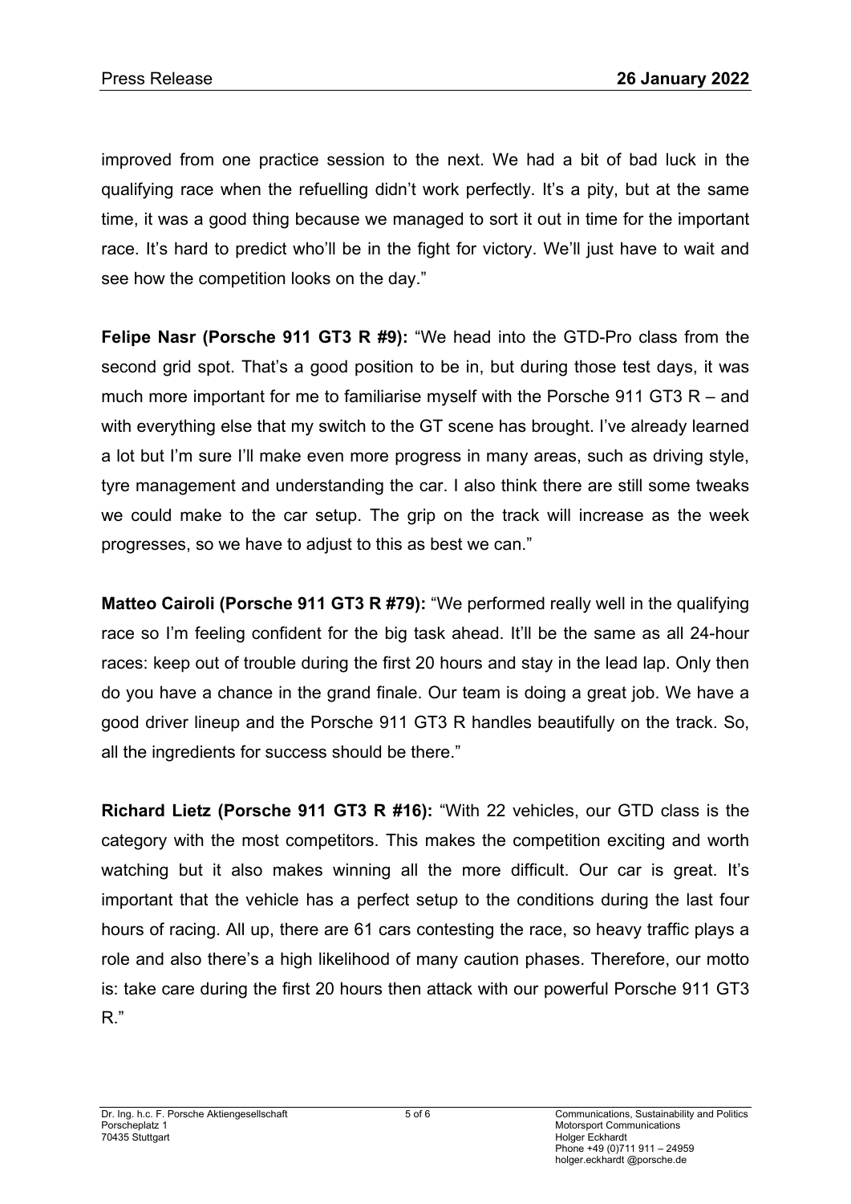improved from one practice session to the next. We had a bit of bad luck in the qualifying race when the refuelling didn't work perfectly. It's a pity, but at the same time, it was a good thing because we managed to sort it out in time for the important race. It's hard to predict who'll be in the fight for victory. We'll just have to wait and see how the competition looks on the day."

**Felipe Nasr (Porsche 911 GT3 R #9):** "We head into the GTD-Pro class from the second grid spot. That's a good position to be in, but during those test days, it was much more important for me to familiarise myself with the Porsche 911 GT3 R – and with everything else that my switch to the GT scene has brought. I've already learned a lot but I'm sure I'll make even more progress in many areas, such as driving style, tyre management and understanding the car. I also think there are still some tweaks we could make to the car setup. The grip on the track will increase as the week progresses, so we have to adjust to this as best we can."

**Matteo Cairoli (Porsche 911 GT3 R #79):** "We performed really well in the qualifying race so I'm feeling confident for the big task ahead. It'll be the same as all 24-hour races: keep out of trouble during the first 20 hours and stay in the lead lap. Only then do you have a chance in the grand finale. Our team is doing a great job. We have a good driver lineup and the Porsche 911 GT3 R handles beautifully on the track. So, all the ingredients for success should be there."

**Richard Lietz (Porsche 911 GT3 R #16):** "With 22 vehicles, our GTD class is the category with the most competitors. This makes the competition exciting and worth watching but it also makes winning all the more difficult. Our car is great. It's important that the vehicle has a perfect setup to the conditions during the last four hours of racing. All up, there are 61 cars contesting the race, so heavy traffic plays a role and also there's a high likelihood of many caution phases. Therefore, our motto is: take care during the first 20 hours then attack with our powerful Porsche 911 GT3 R."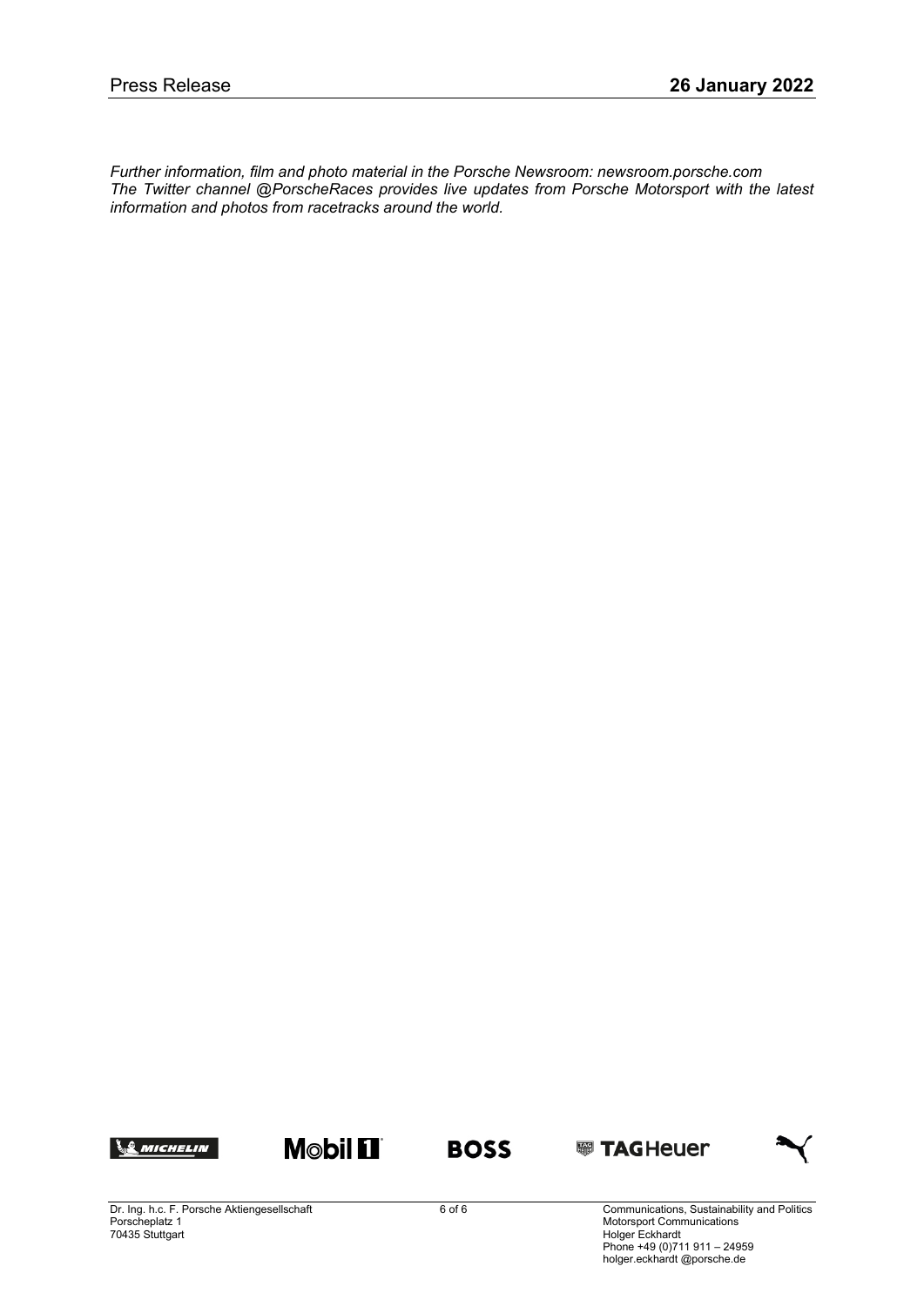*Further information, film and photo material in the Porsche Newsroom: newsroom.porsche.com*
*The Twitter channel @PorscheRaces provides live updates from Porsche Motorsport with the latest information and photos from racetracks around the world.*

Dr. Ing. h.c. F. Porsche Aktiengesellschaft
Porscheplatz 1
70435 Stuttgart

Communications, Sustainability and Politics
Motorsport Communications
Holger Eckhardt
Phone +49 (0)711 911 – 24959
holger.eckhardt @porsche.de